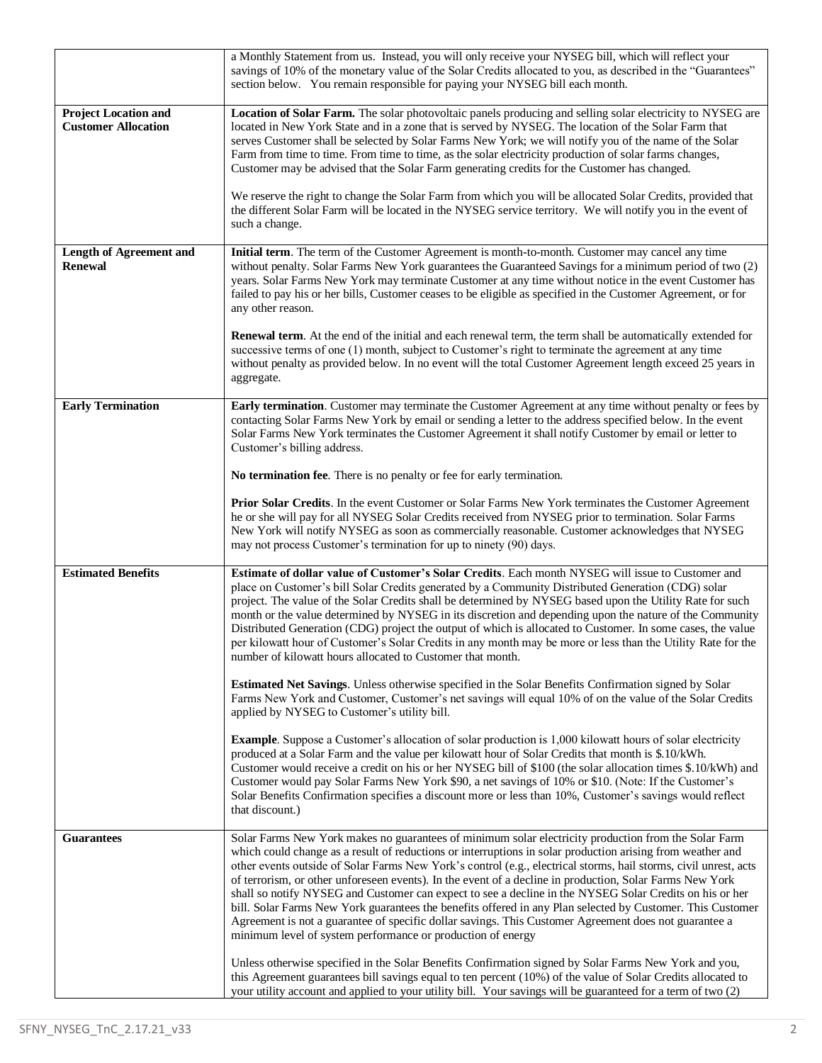| | |
|---|---|
| | a Monthly Statement from us. Instead, you will only receive your NYSEG bill, which will reflect your savings of 10% of the monetary value of the Solar Credits allocated to you, as described in the "Guarantees" section below. You remain responsible for paying your NYSEG bill each month. |
| **Project Location and Customer Allocation** | **Location of Solar Farm.** The solar photovoltaic panels producing and selling solar electricity to NYSEG are located in New York State and in a zone that is served by NYSEG. The location of the Solar Farm that serves Customer shall be selected by Solar Farms New York; we will notify you of the name of the Solar Farm from time to time. From time to time, as the solar electricity production of solar farms changes, Customer may be advised that the Solar Farm generating credits for the Customer has changed.<br><br>We reserve the right to change the Solar Farm from which you will be allocated Solar Credits, provided that the different Solar Farm will be located in the NYSEG service territory. We will notify you in the event of such a change. |
| **Length of Agreement and Renewal** | **Initial term**. The term of the Customer Agreement is month-to-month. Customer may cancel any time without penalty. Solar Farms New York guarantees the Guaranteed Savings for a minimum period of two (2) years. Solar Farms New York may terminate Customer at any time without notice in the event Customer has failed to pay his or her bills, Customer ceases to be eligible as specified in the Customer Agreement, or for any other reason.<br><br>**Renewal term**. At the end of the initial and each renewal term, the term shall be automatically extended for successive terms of one (1) month, subject to Customer's right to terminate the agreement at any time without penalty as provided below. In no event will the total Customer Agreement length exceed 25 years in aggregate. |
| **Early Termination** | **Early termination**. Customer may terminate the Customer Agreement at any time without penalty or fees by contacting Solar Farms New York by email or sending a letter to the address specified below. In the event Solar Farms New York terminates the Customer Agreement it shall notify Customer by email or letter to Customer's billing address.<br><br>**No termination fee**. There is no penalty or fee for early termination.<br><br>**Prior Solar Credits**. In the event Customer or Solar Farms New York terminates the Customer Agreement he or she will pay for all NYSEG Solar Credits received from NYSEG prior to termination. Solar Farms New York will notify NYSEG as soon as commercially reasonable. Customer acknowledges that NYSEG may not process Customer's termination for up to ninety (90) days. |
| **Estimated Benefits** | **Estimate of dollar value of Customer's Solar Credits**. Each month NYSEG will issue to Customer and place on Customer's bill Solar Credits generated by a Community Distributed Generation (CDG) solar project. The value of the Solar Credits shall be determined by NYSEG based upon the Utility Rate for such month or the value determined by NYSEG in its discretion and depending upon the nature of the Community Distributed Generation (CDG) project the output of which is allocated to Customer. In some cases, the value per kilowatt hour of Customer's Solar Credits in any month may be more or less than the Utility Rate for the number of kilowatt hours allocated to Customer that month.<br><br>**Estimated Net Savings**. Unless otherwise specified in the Solar Benefits Confirmation signed by Solar Farms New York and Customer, Customer's net savings will equal 10% of on the value of the Solar Credits applied by NYSEG to Customer's utility bill.<br><br>**Example**. Suppose a Customer's allocation of solar production is 1,000 kilowatt hours of solar electricity produced at a Solar Farm and the value per kilowatt hour of Solar Credits that month is $.10/kWh. Customer would receive a credit on his or her NYSEG bill of $100 (the solar allocation times $.10/kWh) and Customer would pay Solar Farms New York $90, a net savings of 10% or $10. (Note: If the Customer's Solar Benefits Confirmation specifies a discount more or less than 10%, Customer's savings would reflect that discount.) |
| **Guarantees** | Solar Farms New York makes no guarantees of minimum solar electricity production from the Solar Farm which could change as a result of reductions or interruptions in solar production arising from weather and other events outside of Solar Farms New York's control (e.g., electrical storms, hail storms, civil unrest, acts of terrorism, or other unforeseen events). In the event of a decline in production, Solar Farms New York shall so notify NYSEG and Customer can expect to see a decline in the NYSEG Solar Credits on his or her bill. Solar Farms New York guarantees the benefits offered in any Plan selected by Customer. This Customer Agreement is not a guarantee of specific dollar savings. This Customer Agreement does not guarantee a minimum level of system performance or production of energy<br><br>Unless otherwise specified in the Solar Benefits Confirmation signed by Solar Farms New York and you, this Agreement guarantees bill savings equal to ten percent (10%) of the value of Solar Credits allocated to your utility account and applied to your utility bill. Your savings will be guaranteed for a term of two (2) |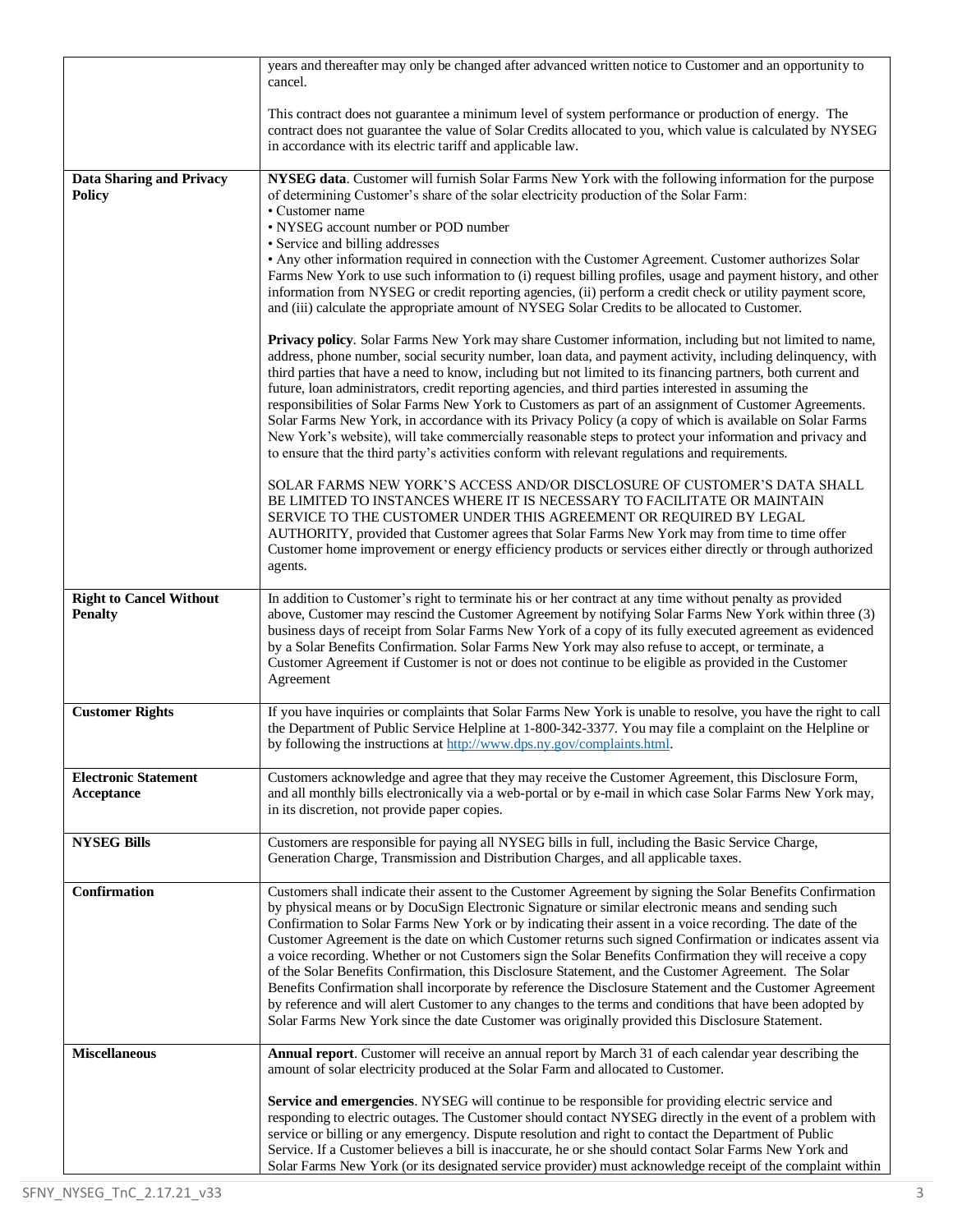| | |
|---|---|
| | years and thereafter may only be changed after advanced written notice to Customer and an opportunity to cancel.<br><br>This contract does not guarantee a minimum level of system performance or production of energy. The contract does not guarantee the value of Solar Credits allocated to you, which value is calculated by NYSEG in accordance with its electric tariff and applicable law. |
| **Data Sharing and Privacy Policy** | **NYSEG data**. Customer will furnish Solar Farms New York with the following information for the purpose of determining Customer's share of the solar electricity production of the Solar Farm:<br>• Customer name<br>• NYSEG account number or POD number<br>• Service and billing addresses<br>• Any other information required in connection with the Customer Agreement. Customer authorizes Solar Farms New York to use such information to (i) request billing profiles, usage and payment history, and other information from NYSEG or credit reporting agencies, (ii) perform a credit check or utility payment score, and (iii) calculate the appropriate amount of NYSEG Solar Credits to be allocated to Customer.<br><br>**Privacy policy**. Solar Farms New York may share Customer information, including but not limited to name, address, phone number, social security number, loan data, and payment activity, including delinquency, with third parties that have a need to know, including but not limited to its financing partners, both current and future, loan administrators, credit reporting agencies, and third parties interested in assuming the responsibilities of Solar Farms New York to Customers as part of an assignment of Customer Agreements. Solar Farms New York, in accordance with its Privacy Policy (a copy of which is available on Solar Farms New York's website), will take commercially reasonable steps to protect your information and privacy and to ensure that the third party's activities conform with relevant regulations and requirements.<br><br>SOLAR FARMS NEW YORK'S ACCESS AND/OR DISCLOSURE OF CUSTOMER'S DATA SHALL BE LIMITED TO INSTANCES WHERE IT IS NECESSARY TO FACILITATE OR MAINTAIN SERVICE TO THE CUSTOMER UNDER THIS AGREEMENT OR REQUIRED BY LEGAL AUTHORITY, provided that Customer agrees that Solar Farms New York may from time to time offer Customer home improvement or energy efficiency products or services either directly or through authorized agents. |
| **Right to Cancel Without Penalty** | In addition to Customer's right to terminate his or her contract at any time without penalty as provided above, Customer may rescind the Customer Agreement by notifying Solar Farms New York within three (3) business days of receipt from Solar Farms New York of a copy of its fully executed agreement as evidenced by a Solar Benefits Confirmation. Solar Farms New York may also refuse to accept, or terminate, a Customer Agreement if Customer is not or does not continue to be eligible as provided in the Customer Agreement |
| **Customer Rights** | If you have inquiries or complaints that Solar Farms New York is unable to resolve, you have the right to call the Department of Public Service Helpline at 1-800-342-3377. You may file a complaint on the Helpline or by following the instructions at http://www.dps.ny.gov/complaints.html. |
| **Electronic Statement Acceptance** | Customers acknowledge and agree that they may receive the Customer Agreement, this Disclosure Form, and all monthly bills electronically via a web-portal or by e-mail in which case Solar Farms New York may, in its discretion, not provide paper copies. |
| **NYSEG Bills** | Customers are responsible for paying all NYSEG bills in full, including the Basic Service Charge, Generation Charge, Transmission and Distribution Charges, and all applicable taxes. |
| **Confirmation** | Customers shall indicate their assent to the Customer Agreement by signing the Solar Benefits Confirmation by physical means or by DocuSign Electronic Signature or similar electronic means and sending such Confirmation to Solar Farms New York or by indicating their assent in a voice recording. The date of the Customer Agreement is the date on which Customer returns such signed Confirmation or indicates assent via a voice recording. Whether or not Customers sign the Solar Benefits Confirmation they will receive a copy of the Solar Benefits Confirmation, this Disclosure Statement, and the Customer Agreement. The Solar Benefits Confirmation shall incorporate by reference the Disclosure Statement and the Customer Agreement by reference and will alert Customer to any changes to the terms and conditions that have been adopted by Solar Farms New York since the date Customer was originally provided this Disclosure Statement. |
| **Miscellaneous** | **Annual report**. Customer will receive an annual report by March 31 of each calendar year describing the amount of solar electricity produced at the Solar Farm and allocated to Customer.<br><br>**Service and emergencies**. NYSEG will continue to be responsible for providing electric service and responding to electric outages. The Customer should contact NYSEG directly in the event of a problem with service or billing or any emergency. Dispute resolution and right to contact the Department of Public Service. If a Customer believes a bill is inaccurate, he or she should contact Solar Farms New York and Solar Farms New York (or its designated service provider) must acknowledge receipt of the complaint within |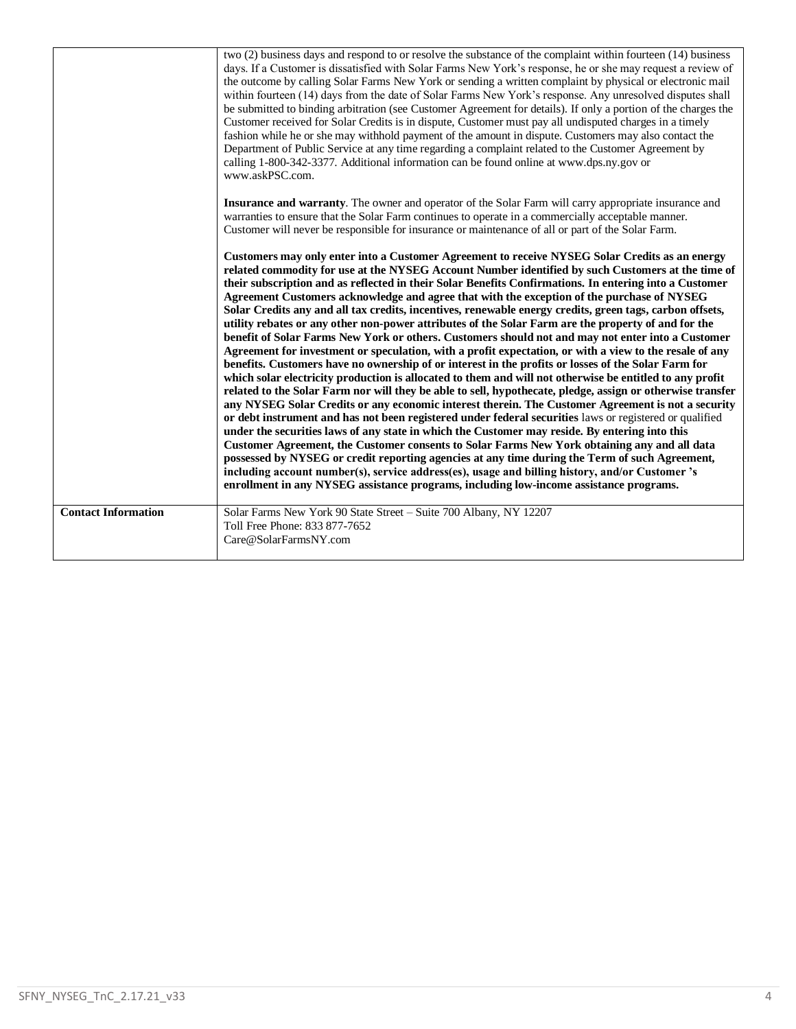| | |
|---|---|
| | two (2) business days and respond to or resolve the substance of the complaint within fourteen (14) business days. If a Customer is dissatisfied with Solar Farms New York's response, he or she may request a review of the outcome by calling Solar Farms New York or sending a written complaint by physical or electronic mail within fourteen (14) days from the date of Solar Farms New York's response. Any unresolved disputes shall be submitted to binding arbitration (see Customer Agreement for details). If only a portion of the charges the Customer received for Solar Credits is in dispute, Customer must pay all undisputed charges in a timely fashion while he or she may withhold payment of the amount in dispute. Customers may also contact the Department of Public Service at any time regarding a complaint related to the Customer Agreement by calling 1-800-342-3377. Additional information can be found online at www.dps.ny.gov or www.askPSC.com.<br><br>**Insurance and warranty**. The owner and operator of the Solar Farm will carry appropriate insurance and warranties to ensure that the Solar Farm continues to operate in a commercially acceptable manner. Customer will never be responsible for insurance or maintenance of all or part of the Solar Farm.<br><br>**Customers may only enter into a Customer Agreement to receive NYSEG Solar Credits as an energy related commodity for use at the NYSEG Account Number identified by such Customers at the time of their subscription and as reflected in their Solar Benefits Confirmations. In entering into a Customer Agreement Customers acknowledge and agree that with the exception of the purchase of NYSEG Solar Credits any and all tax credits, incentives, renewable energy credits, green tags, carbon offsets, utility rebates or any other non-power attributes of the Solar Farm are the property of and for the benefit of Solar Farms New York or others. Customers should not and may not enter into a Customer Agreement for investment or speculation, with a profit expectation, or with a view to the resale of any benefits. Customers have no ownership of or interest in the profits or losses of the Solar Farm for which solar electricity production is allocated to them and will not otherwise be entitled to any profit related to the Solar Farm nor will they be able to sell, hypothecate, pledge, assign or otherwise transfer any NYSEG Solar Credits or any economic interest therein. The Customer Agreement is not a security or debt instrument and has not been registered under federal securities** laws or registered or qualified **under the securities laws of any state in which the Customer may reside. By entering into this Customer Agreement, the Customer consents to Solar Farms New York obtaining any and all data possessed by NYSEG or credit reporting agencies at any time during the Term of such Agreement, including account number(s), service address(es), usage and billing history, and/or Customer 's enrollment in any NYSEG assistance programs, including low-income assistance programs.** |
| **Contact Information** | Solar Farms New York 90 State Street – Suite 700 Albany, NY 12207<br>Toll Free Phone: 833 877-7652<br>Care@SolarFarmsNY.com |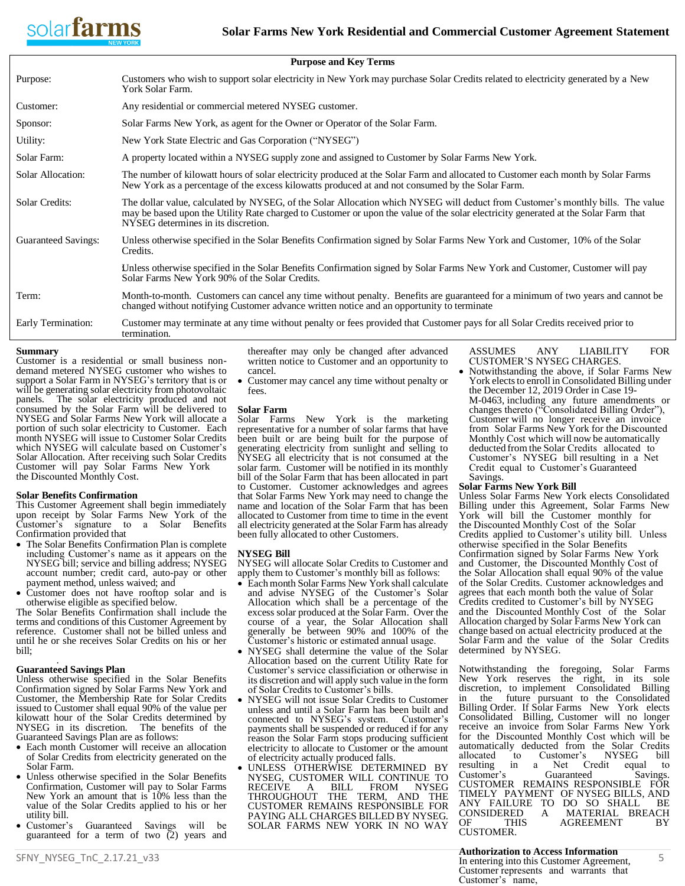# Solar Farms New York Residential and Commercial Customer Agreement Statement

| Purpose and Key Terms | |
|---|---|
| Purpose: | Customers who wish to support solar electricity in New York may purchase Solar Credits related to electricity generated by a New York Solar Farm. |
| Customer: | Any residential or commercial metered NYSEG customer. |
| Sponsor: | Solar Farms New York, as agent for the Owner or Operator of the Solar Farm. |
| Utility: | New York State Electric and Gas Corporation ("NYSEG") |
| Solar Farm: | A property located within a NYSEG supply zone and assigned to Customer by Solar Farms New York. |
| Solar Allocation: | The number of kilowatt hours of solar electricity produced at the Solar Farm and allocated to Customer each month by Solar Farms New York as a percentage of the excess kilowatts produced at and not consumed by the Solar Farm. |
| Solar Credits: | The dollar value, calculated by NYSEG, of the Solar Allocation which NYSEG will deduct from Customer's monthly bills. The value may be based upon the Utility Rate charged to Customer or upon the value of the solar electricity generated at the Solar Farm that NYSEG determines in its discretion. |
| Guaranteed Savings: | Unless otherwise specified in the Solar Benefits Confirmation signed by Solar Farms New York and Customer, 10% of the Solar Credits. |
| | Unless otherwise specified in the Solar Benefits Confirmation signed by Solar Farms New York and Customer, Customer will pay Solar Farms New York 90% of the Solar Credits. |
| Term: | Month-to-month. Customers can cancel any time without penalty. Benefits are guaranteed for a minimum of two years and cannot be changed without notifying Customer advance written notice and an opportunity to terminate |
| Early Termination: | Customer may terminate at any time without penalty or fees provided that Customer pays for all Solar Credits received prior to termination. |

**Summary**
Customer is a residential or small business non-demand metered NYSEG customer who wishes to support a Solar Farm in NYSEG's territory that is or will be generating solar electricity from photovoltaic panels. The solar electricity produced and not consumed by the Solar Farm will be delivered to NYSEG and Solar Farms New York will allocate a portion of such solar electricity to Customer. Each month NYSEG will issue to Customer Solar Credits which NYSEG will calculate based on Customer's Solar Allocation. After receiving such Solar Credits Customer will pay Solar Farms New York the Discounted Monthly Cost.

**Solar Benefits Confirmation**
This Customer Agreement shall begin immediately upon receipt by Solar Farms New York of the Customer's signature to a Solar Benefits Confirmation provided that

- The Solar Benefits Confirmation Plan is complete including Customer's name as it appears on the NYSEG bill; service and billing address; NYSEG account number; credit card, auto-pay or other payment method, unless waived; and
- Customer does not have rooftop solar and is otherwise eligible as specified below.

The Solar Benefits Confirmation shall include the terms and conditions of this Customer Agreement by reference. Customer shall not be billed unless and until he or she receives Solar Credits on his or her bill;

**Guaranteed Savings Plan**
Unless otherwise specified in the Solar Benefits Confirmation signed by Solar Farms New York and Customer, the Membership Rate for Solar Credits issued to Customer shall equal 90% of the value per kilowatt hour of the Solar Credits determined by NYSEG in its discretion. The benefits of the Guaranteed Savings Plan are as follows:

- Each month Customer will receive an allocation of Solar Credits from electricity generated on the Solar Farm.
- Unless otherwise specified in the Solar Benefits Confirmation, Customer will pay to Solar Farms New York an amount that is 10% less than the value of the Solar Credits applied to his or her utility bill.
- Customer's Guaranteed Savings will be guaranteed for a term of two (2) years and thereafter may only be changed after advanced written notice to Customer and an opportunity to cancel.
- Customer may cancel any time without penalty or fees.

**Solar Farm**
Solar Farms New York is the marketing representative for a number of solar farms that have been built or are being built for the purpose of generating electricity from sunlight and selling to NYSEG all electricity that is not consumed at the solar farm. Customer will be notified in its monthly bill of the Solar Farm that has been allocated in part to Customer. Customer acknowledges and agrees that Solar Farms New York may need to change the name and location of the Solar Farm that has been allocated to Customer from time to time in the event all electricity generated at the Solar Farm has already been fully allocated to other Customers.

**NYSEG Bill**
NYSEG will allocate Solar Credits to Customer and apply them to Customer's monthly bill as follows:

- Each month Solar Farms New York shall calculate and advise NYSEG of the Customer's Solar Allocation which shall be a percentage of the excess solar produced at the Solar Farm. Over the course of a year, the Solar Allocation shall generally be between 90% and 100% of the Customer's historic or estimated annual usage.
- NYSEG shall determine the value of the Solar Allocation based on the current Utility Rate for Customer's service classificiation or otherwise in its discretion and will apply such value in the form of Solar Credits to Customer's bills.
- NYSEG will not issue Solar Credits to Customer unless and until a Solar Farm has been built and connected to NYSEG's system. Customer's payments shall be suspended or reduced if for any reason the Solar Farm stops producing sufficient electricity to allocate to Customer or the amount of electricity actually produced falls.
- UNLESS OTHERWISE DETERMINED BY NYSEG, CUSTOMER WILL CONTINUE TO RECEIVE A BILL FROM NYSEG THROUGHOUT THE TERM, AND THE CUSTOMER REMAINS RESPONSIBLE FOR PAYING ALL CHARGES BILLED BY NYSEG. SOLAR FARMS NEW YORK IN NO WAY ASSUMES ANY LIABILITY FOR CUSTOMER'S NYSEG CHARGES.
- Notwithstanding the above, if Solar Farms New York elects to enroll in Consolidated Billing under the December 12, 2019 Order in Case 19-M-0463, including any future amendments or changes thereto ("Consolidated Billing Order"), Customer will no longer receive an invoice from Solar Farms New York for the Discounted Monthly Cost which will now be automatically deducted from the Solar Credits allocated to Customer's NYSEG bill resulting in a Net Credit equal to Customer's Guaranteed Savings.

**Solar Farms New York Bill**
Unless Solar Farms New York elects Consolidated Billing under this Agreement, Solar Farms New York will bill the Customer monthly for the Discounted Monthly Cost of the Solar Credits applied to Customer's utility bill. Unless otherwise specified in the Solar Benefits Confirmation signed by Solar Farms New York and Customer, the Discounted Monthly Cost of the Solar Allocation shall equal 90% of the value of the Solar Credits. Customer acknowledges and agrees that each month both the value of Solar Credits credited to Customer's bill by NYSEG and the Discounted Monthly Cost of the Solar Allocation charged by Solar Farms New York can change based on actual electricity produced at the Solar Farm and the value of the Solar Credits determined by NYSEG.

Notwithstanding the foregoing, Solar Farms New York reserves the right, in its sole discretion, to implement Consolidated Billing in the future pursuant to the Consolidated Billing Order. If Solar Farms New York elects Consolidated Billing, Customer will no longer receive an invoice from Solar Farms New York for the Discounted Monthly Cost which will be automatically deducted from the Solar Credits allocated to Customer's NYSEG bill resulting in a Net Credit equal to Customer's Guaranteed Savings. CUSTOMER REMAINS RESPONSIBLE FOR TIMELY PAYMENT OF NYSEG BILLS, AND ANY FAILURE TO DO SO SHALL BE CONSIDERED A MATERIAL BREACH OF THIS AGREEMENT BY CUSTOMER.

**Authorization to Access Information**
In entering into this Customer Agreement, Customer represents and warrants that Customer's name,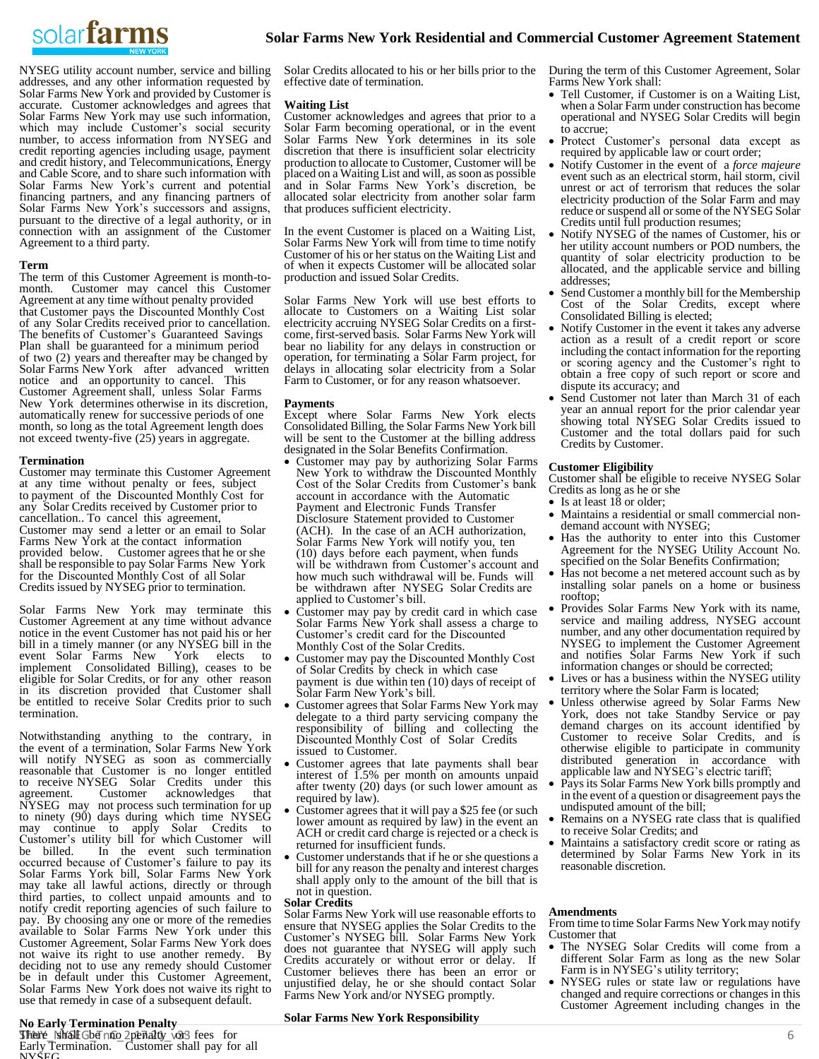NYSEG utility account number, service and billing addresses, and any other information requested by Solar Farms New York and provided by Customer is accurate. Customer acknowledges and agrees that Solar Farms New York may use such information, which may include Customer's social security number, to access information from NYSEG and credit reporting agencies including usage, payment and credit history, and Telecommunications, Energy and Cable Score, and to share such information with Solar Farms New York's current and potential financing partners, and any financing partners of Solar Farms New York's successors and assigns, pursuant to the directive of a legal authority, or in connection with an assignment of the Customer Agreement to a third party.

**Term**
The term of this Customer Agreement is month-to-month. Customer may cancel this Customer Agreement at any time without penalty provided that Customer pays the Discounted Monthly Cost of any Solar Credits received prior to cancellation. The benefits of Customer's Guaranteed Savings Plan shall be guaranteed for a minimum period of two (2) years and thereafter may be changed by Solar Farms New York after advanced written notice and an opportunity to cancel. This Customer Agreement shall, unless Solar Farms New York determines otherwise in its discretion, automatically renew for successive periods of one month, so long as the total Agreement length does not exceed twenty-five (25) years in aggregate.

**Termination**
Customer may terminate this Customer Agreement at any time without penalty or fees, subject to payment of the Discounted Monthly Cost for any Solar Credits received by Customer prior to cancellation.. To cancel this agreement, Customer may send a letter or an email to Solar Farms New York at the contact information provided below. Customer agrees that he or she shall be responsible to pay Solar Farms New York for the Discounted Monthly Cost of all Solar Credits issued by NYSEG prior to termination.

Solar Farms New York may terminate this Customer Agreement at any time without advance notice in the event Customer has not paid his or her bill in a timely manner (or any NYSEG bill in the event Solar Farms New York elects to implement Consolidated Billing), ceases to be eligible for Solar Credits, or for any other reason in its discretion provided that Customer shall be entitled to receive Solar Credits prior to such termination.

Notwithstanding anything to the contrary, in the event of a termination, Solar Farms New York will notify NYSEG as soon as commercially reasonable that Customer is no longer entitled to receive NYSEG Solar Credits under this agreement. Customer acknowledges that NYSEG may not process such termination for up to ninety (90) days during which time NYSEG may continue to apply Solar Credits to Customer's utility bill for which Customer will be billed. In the event such termination occurred because of Customer's failure to pay its Solar Farms New York bill, Solar Farms New York may take all lawful actions, directly or through third parties, to collect unpaid amounts and to notify credit reporting agencies of such failure to pay. By choosing any one or more of the remedies available to Solar Farms New York under this Customer Agreement, Solar Farms New York does not waive its right to use another remedy. By deciding not to use any remedy should Customer be in default under this Customer Agreement, Solar Farms New York does not waive its right to use that remedy in case of a subsequent default.

**No Early Termination Penalty**
There shall be no penalty or fees for Early Termination. Customer shall pay for all NYSEG Solar Credits allocated to his or her bills prior to the effective date of termination.

**Waiting List**
Customer acknowledges and agrees that prior to a Solar Farm becoming operational, or in the event Solar Farms New York determines in its sole discretion that there is insufficient solar electricity production to allocate to Customer, Customer will be placed on a Waiting List and will, as soon as possible and in Solar Farms New York's discretion, be allocated solar electricity from another solar farm that produces sufficient electricity.

In the event Customer is placed on a Waiting List, Solar Farms New York will from time to time notify Customer of his or her status on the Waiting List and of when it expects Customer will be allocated solar production and issued Solar Credits.

Solar Farms New York will use best efforts to allocate to Customers on a Waiting List solar electricity accruing NYSEG Solar Credits on a first-come, first-served basis. Solar Farms New York will bear no liability for any delays in construction or operation, for terminating a Solar Farm project, for delays in allocating solar electricity from a Solar Farm to Customer, or for any reason whatsoever.

**Payments**
Except where Solar Farms New York elects Consolidated Billing, the Solar Farms New York bill will be sent to the Customer at the billing address designated in the Solar Benefits Confirmation.

- Customer may pay by authorizing Solar Farms New York to withdraw the Discounted Monthly Cost of the Solar Credits from Customer's bank account in accordance with the Automatic Payment and Electronic Funds Transfer Disclosure Statement provided to Customer (ACH). In the case of an ACH authorization, Solar Farms New York will notify you, ten (10) days before each payment, when funds will be withdrawn from Customer's account and how much such withdrawal will be. Funds will be withdrawn after NYSEG Solar Credits are applied to Customer's bill.
- Customer may pay by credit card in which case Solar Farms New York shall assess a charge to Customer's credit card for the Discounted Monthly Cost of the Solar Credits.
- Customer may pay the Discounted Monthly Cost of Solar Credits by check in which case payment is due within ten (10) days of receipt of Solar Farm New York's bill.
- Customer agrees that Solar Farms New York may delegate to a third party servicing company the responsibility of billing and collecting the Discounted Monthly Cost of Solar Credits issued to Customer.
- Customer agrees that late payments shall bear interest of 1.5% per month on amounts unpaid after twenty (20) days (or such lower amount as required by law).
- Customer agrees that it will pay a $25 fee (or such lower amount as required by law) in the event an ACH or credit card charge is rejected or a check is returned for insufficient funds.
- Customer understands that if he or she questions a bill for any reason the penalty and interest charges shall apply only to the amount of the bill that is not in question.

**Solar Credits**
Solar Farms New York will use reasonable efforts to ensure that NYSEG applies the Solar Credits to the Customer's NYSEG bill. Solar Farms New York does not guarantee that NYSEG will apply such Credits accurately or without error or delay. If Customer believes there has been an error or unjustified delay, he or she should contact Solar Farms New York and/or NYSEG promptly.

**Solar Farms New York Responsibility**
During the term of this Customer Agreement, Solar Farms New York shall:

- Tell Customer, if Customer is on a Waiting List, when a Solar Farm under construction has become operational and NYSEG Solar Credits will begin to accrue;
- Protect Customer's personal data except as required by applicable law or court order;
- Notify Customer in the event of a *force majeure* event such as an electrical storm, hail storm, civil unrest or act of terrorism that reduces the solar electricity production of the Solar Farm and may reduce or suspend all or some of the NYSEG Solar Credits until full production resumes;
- Notify NYSEG of the names of Customer, his or her utility account numbers or POD numbers, the quantity of solar electricity production to be allocated, and the applicable service and billing addresses;
- Send Customer a monthly bill for the Membership Cost of the Solar Credits, except where Consolidated Billing is elected;
- Notify Customer in the event it takes any adverse action as a result of a credit report or score including the contact information for the reporting or scoring agency and the Customer's right to obtain a free copy of such report or score and dispute its accuracy; and
- Send Customer not later than March 31 of each year an annual report for the prior calendar year showing total NYSEG Solar Credits issued to Customer and the total dollars paid for such Credits by Customer.

**Customer Eligibility**
Customer shall be eligible to receive NYSEG Solar Credits as long as he or she

- Is at least 18 or older;
- Maintains a residential or small commercial non-demand account with NYSEG;
- Has the authority to enter into this Customer Agreement for the NYSEG Utility Account No. specified on the Solar Benefits Confirmation;
- Has not become a net metered account such as by installing solar panels on a home or business rooftop;
- Provides Solar Farms New York with its name, service and mailing address, NYSEG account number, and any other documentation required by NYSEG to implement the Customer Agreement and notifies Solar Farms New York if such information changes or should be corrected;
- Lives or has a business within the NYSEG utility territory where the Solar Farm is located;
- Unless otherwise agreed by Solar Farms New York, does not take Standby Service or pay demand charges on its account identified by Customer to receive Solar Credits, and is otherwise eligible to participate in community distributed generation in accordance with applicable law and NYSEG's electric tariff;
- Pays its Solar Farms New York bills promptly and in the event of a question or disagreement pays the undisputed amount of the bill;
- Remains on a NYSEG rate class that is qualified to receive Solar Credits; and
- Maintains a satisfactory credit score or rating as determined by Solar Farms New York in its reasonable discretion.

**Amendments**
From time to time Solar Farms New York may notify Customer that

- The NYSEG Solar Credits will come from a different Solar Farm as long as the new Solar Farm is in NYSEG's utility territory;
- NYSEG rules or state law or regulations have changed and require corrections or changes in this Customer Agreement including changes in the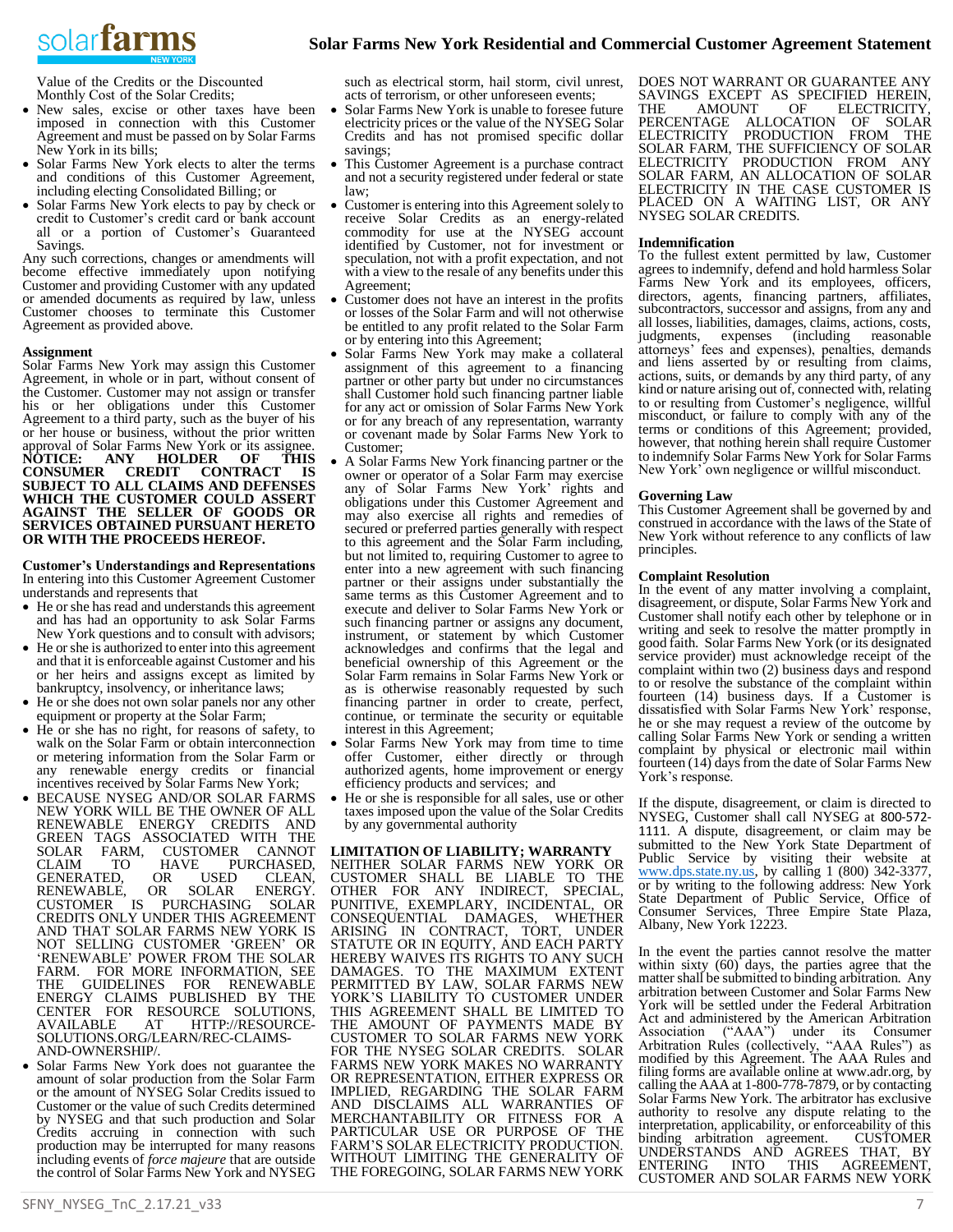Value of the Credits or the Discounted Monthly Cost of the Solar Credits;

- New sales, excise or other taxes have been imposed in connection with this Customer Agreement and must be passed on by Solar Farms New York in its bills;
- Solar Farms New York elects to alter the terms and conditions of this Customer Agreement, including electing Consolidated Billing; or
- Solar Farms New York elects to pay by check or credit to Customer's credit card or bank account all or a portion of Customer's Guaranteed Savings.

Any such corrections, changes or amendments will become effective immediately upon notifying Customer and providing Customer with any updated or amended documents as required by law, unless Customer chooses to terminate this Customer Agreement as provided above.

**Assignment**

Solar Farms New York may assign this Customer Agreement, in whole or in part, without consent of the Customer. Customer may not assign or transfer his or her obligations under this Customer Agreement to a third party, such as the buyer of his or her house or business, without the prior written approval of Solar Farms New York or its assignee.

**NOTICE: ANY HOLDER OF THIS CONSUMER CREDIT CONTRACT IS SUBJECT TO ALL CLAIMS AND DEFENSES WHICH THE CUSTOMER COULD ASSERT AGAINST THE SELLER OF GOODS OR SERVICES OBTAINED PURSUANT HERETO OR WITH THE PROCEEDS HEREOF.**

**Customer's Understandings and Representations**

In entering into this Customer Agreement Customer understands and represents that

- He or she has read and understands this agreement and has had an opportunity to ask Solar Farms New York questions and to consult with advisors;
- He or she is authorized to enter into this agreement and that it is enforceable against Customer and his or her heirs and assigns except as limited by bankruptcy, insolvency, or inheritance laws;
- He or she does not own solar panels nor any other equipment or property at the Solar Farm;
- He or she has no right, for reasons of safety, to walk on the Solar Farm or obtain interconnection or metering information from the Solar Farm or any renewable energy credits or financial incentives received by Solar Farms New York;
- BECAUSE NYSEG AND/OR SOLAR FARMS NEW YORK WILL BE THE OWNER OF ALL RENEWABLE ENERGY CREDITS AND GREEN TAGS ASSOCIATED WITH THE SOLAR FARM, CUSTOMER CANNOT CLAIM TO HAVE PURCHASED, GENERATED, OR USED CLEAN, RENEWABLE, OR SOLAR ENERGY. CUSTOMER IS PURCHASING SOLAR CREDITS ONLY UNDER THIS AGREEMENT AND THAT SOLAR FARMS NEW YORK IS NOT SELLING CUSTOMER 'GREEN' OR 'RENEWABLE' POWER FROM THE SOLAR FARM. FOR MORE INFORMATION, SEE THE GUIDELINES FOR RENEWABLE ENERGY CLAIMS PUBLISHED BY THE CENTER FOR RESOURCE SOLUTIONS, AVAILABLE AT HTTP://RESOURCE-SOLUTIONS.ORG/LEARN/REC-CLAIMS-AND-OWNERSHIP/.
- Solar Farms New York does not guarantee the amount of solar production from the Solar Farm or the amount of NYSEG Solar Credits issued to Customer or the value of such Credits determined by NYSEG and that such production and Solar Credits accruing in connection with such production may be interrupted for many reasons including events of *force majeure* that are outside the control of Solar Farms New York and NYSEG such as electrical storm, hail storm, civil unrest, acts of terrorism, or other unforeseen events;
- Solar Farms New York is unable to foresee future electricity prices or the value of the NYSEG Solar Credits and has not promised specific dollar savings;
- This Customer Agreement is a purchase contract and not a security registered under federal or state law;
- Customer is entering into this Agreement solely to receive Solar Credits as an energy-related commodity for use at the NYSEG account identified by Customer, not for investment or speculation, not with a profit expectation, and not with a view to the resale of any benefits under this Agreement;
- Customer does not have an interest in the profits or losses of the Solar Farm and will not otherwise be entitled to any profit related to the Solar Farm or by entering into this Agreement;
- Solar Farms New York may make a collateral assignment of this agreement to a financing partner or other party but under no circumstances shall Customer hold such financing partner liable for any act or omission of Solar Farms New York or for any breach of any representation, warranty or covenant made by Solar Farms New York to Customer;
- A Solar Farms New York financing partner or the owner or operator of a Solar Farm may exercise any of Solar Farms New York' rights and obligations under this Customer Agreement and may also exercise all rights and remedies of secured or preferred parties generally with respect to this agreement and the Solar Farm including, but not limited to, requiring Customer to agree to enter into a new agreement with such financing partner or their assigns under substantially the same terms as this Customer Agreement and to execute and deliver to Solar Farms New York or such financing partner or assigns any document, instrument, or statement by which Customer acknowledges and confirms that the legal and beneficial ownership of this Agreement or the Solar Farm remains in Solar Farms New York or as is otherwise reasonably requested by such financing partner in order to create, perfect, continue, or terminate the security or equitable interest in this Agreement;
- Solar Farms New York may from time to time offer Customer, either directly or through authorized agents, home improvement or energy efficiency products and services; and
- He or she is responsible for all sales, use or other taxes imposed upon the value of the Solar Credits by any governmental authority

**LIMITATION OF LIABILITY; WARRANTY**

NEITHER SOLAR FARMS NEW YORK OR CUSTOMER SHALL BE LIABLE TO THE OTHER FOR ANY INDIRECT, SPECIAL, PUNITIVE, EXEMPLARY, INCIDENTAL, OR CONSEQUENTIAL DAMAGES, WHETHER ARISING IN CONTRACT, TORT, UNDER STATUTE OR IN EQUITY, AND EACH PARTY HEREBY WAIVES ITS RIGHTS TO ANY SUCH DAMAGES. TO THE MAXIMUM EXTENT PERMITTED BY LAW, SOLAR FARMS NEW YORK'S LIABILITY TO CUSTOMER UNDER THIS AGREEMENT SHALL BE LIMITED TO THE AMOUNT OF PAYMENTS MADE BY CUSTOMER TO SOLAR FARMS NEW YORK FOR THE NYSEG SOLAR CREDITS. SOLAR FARMS NEW YORK MAKES NO WARRANTY OR REPRESENTATION, EITHER EXPRESS OR IMPLIED, REGARDING THE SOLAR FARM AND DISCLAIMS ALL WARRANTIES OF MERCHANTABILITY OR FITNESS FOR A PARTICULAR USE OR PURPOSE OF THE FARM'S SOLAR ELECTRICITY PRODUCTION. WITHOUT LIMITING THE GENERALITY OF THE FOREGOING, SOLAR FARMS NEW YORK DOES NOT WARRANT OR GUARANTEE ANY SAVINGS EXCEPT AS SPECIFIED HEREIN, THE AMOUNT OF ELECTRICITY, PERCENTAGE ALLOCATION OF SOLAR ELECTRICITY PRODUCTION FROM THE SOLAR FARM, THE SUFFICIENCY OF SOLAR ELECTRICITY PRODUCTION FROM ANY SOLAR FARM, AN ALLOCATION OF SOLAR ELECTRICITY IN THE CASE CUSTOMER IS PLACED ON A WAITING LIST, OR ANY NYSEG SOLAR CREDITS.

**Indemnification**

To the fullest extent permitted by law, Customer agrees to indemnify, defend and hold harmless Solar Farms New York and its employees, officers, directors, agents, financing partners, affiliates, subcontractors, successor and assigns, from any and all losses, liabilities, damages, claims, actions, costs, judgments, expenses (including reasonable attorneys' fees and expenses), penalties, demands and liens asserted by or resulting from claims, actions, suits, or demands by any third party, of any kind or nature arising out of, connected with, relating to or resulting from Customer's negligence, willful misconduct, or failure to comply with any of the terms or conditions of this Agreement; provided, however, that nothing herein shall require Customer to indemnify Solar Farms New York for Solar Farms New York' own negligence or willful misconduct.

**Governing Law**

This Customer Agreement shall be governed by and construed in accordance with the laws of the State of New York without reference to any conflicts of law principles.

**Complaint Resolution**

In the event of any matter involving a complaint, disagreement, or dispute, Solar Farms New York and Customer shall notify each other by telephone or in writing and seek to resolve the matter promptly in good faith. Solar Farms New York (or its designated service provider) must acknowledge receipt of the complaint within two (2) business days and respond to or resolve the substance of the complaint within fourteen (14) business days. If a Customer is dissatisfied with Solar Farms New York' response, he or she may request a review of the outcome by calling Solar Farms New York or sending a written complaint by physical or electronic mail within fourteen (14) days from the date of Solar Farms New York's response.

If the dispute, disagreement, or claim is directed to NYSEG, Customer shall call NYSEG at 800-572-1111. A dispute, disagreement, or claim may be submitted to the New York State Department of Public Service by visiting their website at www.dps.state.ny.us, by calling 1 (800) 342-3377, or by writing to the following address: New York State Department of Public Service, Office of Consumer Services, Three Empire State Plaza, Albany, New York 12223.

In the event the parties cannot resolve the matter within sixty (60) days, the parties agree that the matter shall be submitted to binding arbitration. Any arbitration between Customer and Solar Farms New York will be settled under the Federal Arbitration Act and administered by the American Arbitration Association ("AAA") under its Consumer Arbitration Rules (collectively, "AAA Rules") as modified by this Agreement. The AAA Rules and filing forms are available online at www.adr.org, by calling the AAA at 1-800-778-7879, or by contacting Solar Farms New York. The arbitrator has exclusive authority to resolve any dispute relating to the interpretation, applicability, or enforceability of this binding arbitration agreement. CUSTOMER UNDERSTANDS AND AGREES THAT, BY ENTERING INTO THIS AGREEMENT, CUSTOMER AND SOLAR FARMS NEW YORK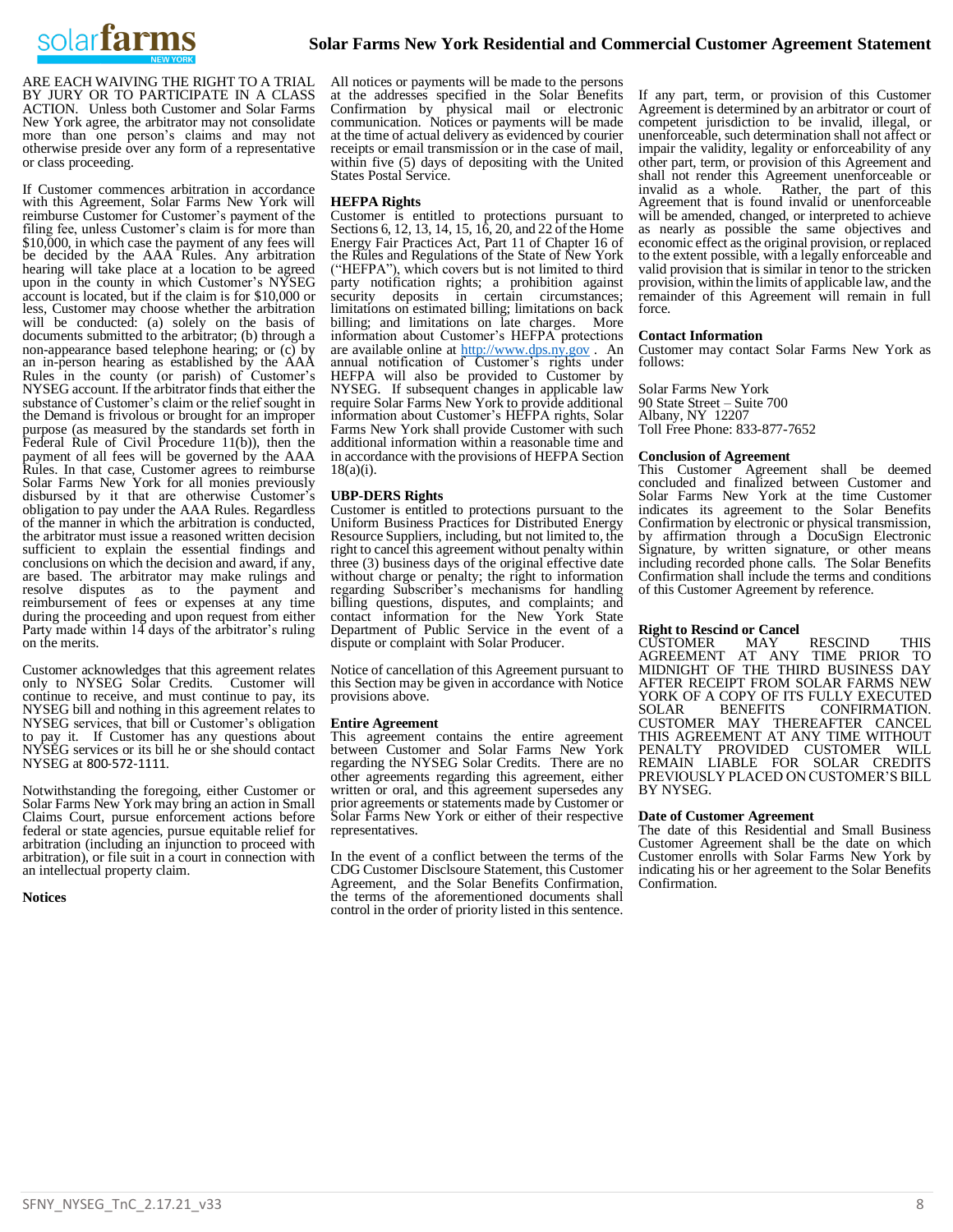ARE EACH WAIVING THE RIGHT TO A TRIAL BY JURY OR TO PARTICIPATE IN A CLASS ACTION. Unless both Customer and Solar Farms New York agree, the arbitrator may not consolidate more than one person's claims and may not otherwise preside over any form of a representative or class proceeding.

If Customer commences arbitration in accordance with this Agreement, Solar Farms New York will reimburse Customer for Customer's payment of the filing fee, unless Customer's claim is for more than $10,000, in which case the payment of any fees will be decided by the AAA Rules. Any arbitration hearing will take place at a location to be agreed upon in the county in which Customer's NYSEG account is located, but if the claim is for $10,000 or less, Customer may choose whether the arbitration will be conducted: (a) solely on the basis of documents submitted to the arbitrator; (b) through a non-appearance based telephone hearing; or (c) by an in-person hearing as established by the AAA Rules in the county (or parish) of Customer's NYSEG account. If the arbitrator finds that either the substance of Customer's claim or the relief sought in the Demand is frivolous or brought for an improper purpose (as measured by the standards set forth in Federal Rule of Civil Procedure 11(b)), then the payment of all fees will be governed by the AAA Rules. In that case, Customer agrees to reimburse Solar Farms New York for all monies previously disbursed by it that are otherwise Customer's obligation to pay under the AAA Rules. Regardless of the manner in which the arbitration is conducted, the arbitrator must issue a reasoned written decision sufficient to explain the essential findings and conclusions on which the decision and award, if any, are based. The arbitrator may make rulings and resolve disputes as to the payment and reimbursement of fees or expenses at any time during the proceeding and upon request from either Party made within 14 days of the arbitrator's ruling on the merits.

Customer acknowledges that this agreement relates only to NYSEG Solar Credits. Customer will continue to receive, and must continue to pay, its NYSEG bill and nothing in this agreement relates to NYSEG services, that bill or Customer's obligation to pay it. If Customer has any questions about NYSEG services or its bill he or she should contact NYSEG at 800-572-1111.

Notwithstanding the foregoing, either Customer or Solar Farms New York may bring an action in Small Claims Court, pursue enforcement actions before federal or state agencies, pursue equitable relief for arbitration (including an injunction to proceed with arbitration), or file suit in a court in connection with an intellectual property claim.

**Notices**

All notices or payments will be made to the persons at the addresses specified in the Solar Benefits Confirmation by physical mail or electronic communication. Notices or payments will be made at the time of actual delivery as evidenced by courier receipts or email transmission or in the case of mail, within five (5) days of depositing with the United States Postal Service.

**HEFPA Rights**

Customer is entitled to protections pursuant to Sections 6, 12, 13, 14, 15, 16, 20, and 22 of the Home Energy Fair Practices Act, Part 11 of Chapter 16 of the Rules and Regulations of the State of New York ("HEFPA"), which covers but is not limited to third party notification rights; a prohibition against security deposits in certain circumstances; limitations on estimated billing; limitations on back billing; and limitations on late charges. More information about Customer's HEFPA protections are available online at http://www.dps.ny.gov . An annual notification of Customer's rights under HEFPA will also be provided to Customer by NYSEG. If subsequent changes in applicable law require Solar Farms New York to provide additional information about Customer's HEFPA rights, Solar Farms New York shall provide Customer with such additional information within a reasonable time and in accordance with the provisions of HEFPA Section 18(a)(i).

**UBP-DERS Rights**

Customer is entitled to protections pursuant to the Uniform Business Practices for Distributed Energy Resource Suppliers, including, but not limited to, the right to cancel this agreement without penalty within three (3) business days of the original effective date without charge or penalty; the right to information regarding Subscriber's mechanisms for handling billing questions, disputes, and complaints; and contact information for the New York State Department of Public Service in the event of a dispute or complaint with Solar Producer.

Notice of cancellation of this Agreement pursuant to this Section may be given in accordance with Notice provisions above.

**Entire Agreement**

This agreement contains the entire agreement between Customer and Solar Farms New York regarding the NYSEG Solar Credits. There are no other agreements regarding this agreement, either written or oral, and this agreement supersedes any prior agreements or statements made by Customer or Solar Farms New York or either of their respective representatives.

In the event of a conflict between the terms of the CDG Customer Disclsoure Statement, this Customer Agreement, and the Solar Benefits Confirmation, the terms of the aforementioned documents shall control in the order of priority listed in this sentence.

If any part, term, or provision of this Customer Agreement is determined by an arbitrator or court of competent jurisdiction to be invalid, illegal, or unenforceable, such determination shall not affect or impair the validity, legality or enforceability of any other part, term, or provision of this Agreement and shall not render this Agreement unenforceable or invalid as a whole. Rather, the part of this Agreement that is found invalid or unenforceable will be amended, changed, or interpreted to achieve as nearly as possible the same objectives and economic effect as the original provision, or replaced to the extent possible, with a legally enforceable and valid provision that is similar in tenor to the stricken provision, within the limits of applicable law, and the remainder of this Agreement will remain in full force.

**Contact Information**

Customer may contact Solar Farms New York as follows:

Solar Farms New York
90 State Street – Suite 700
Albany, NY 12207
Toll Free Phone: 833-877-7652

**Conclusion of Agreement**

This Customer Agreement shall be deemed concluded and finalized between Customer and Solar Farms New York at the time Customer indicates its agreement to the Solar Benefits Confirmation by electronic or physical transmission, by affirmation through a DocuSign Electronic Signature, by written signature, or other means including recorded phone calls. The Solar Benefits Confirmation shall include the terms and conditions of this Customer Agreement by reference.

**Right to Rescind or Cancel**

CUSTOMER MAY RESCIND THIS AGREEMENT AT ANY TIME PRIOR TO MIDNIGHT OF THE THIRD BUSINESS DAY AFTER RECEIPT FROM SOLAR FARMS NEW YORK OF A COPY OF ITS FULLY EXECUTED SOLAR BENEFITS CONFIRMATION. CUSTOMER MAY THEREAFTER CANCEL THIS AGREEMENT AT ANY TIME WITHOUT PENALTY PROVIDED CUSTOMER WILL REMAIN LIABLE FOR SOLAR CREDITS PREVIOUSLY PLACED ON CUSTOMER'S BILL BY NYSEG.

**Date of Customer Agreement**

The date of this Residential and Small Business Customer Agreement shall be the date on which Customer enrolls with Solar Farms New York by indicating his or her agreement to the Solar Benefits Confirmation.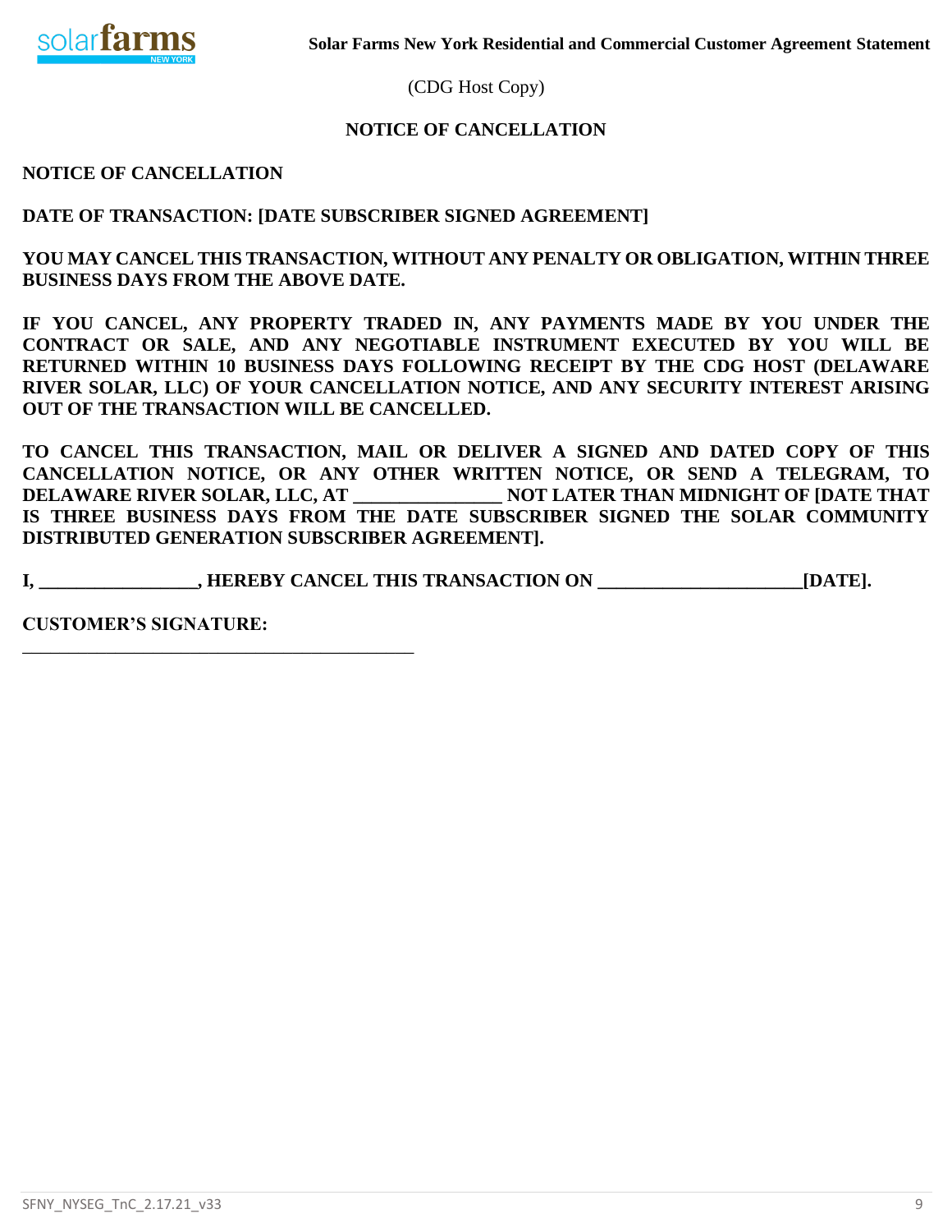Solar Farms New York Residential and Commercial Customer Agreement Statement

(CDG Host Copy)

## NOTICE OF CANCELLATION

**NOTICE OF CANCELLATION**

**DATE OF TRANSACTION: [DATE SUBSCRIBER SIGNED AGREEMENT]**

**YOU MAY CANCEL THIS TRANSACTION, WITHOUT ANY PENALTY OR OBLIGATION, WITHIN THREE BUSINESS DAYS FROM THE ABOVE DATE.**

**IF YOU CANCEL, ANY PROPERTY TRADED IN, ANY PAYMENTS MADE BY YOU UNDER THE CONTRACT OR SALE, AND ANY NEGOTIABLE INSTRUMENT EXECUTED BY YOU WILL BE RETURNED WITHIN 10 BUSINESS DAYS FOLLOWING RECEIPT BY THE CDG HOST (DELAWARE RIVER SOLAR, LLC) OF YOUR CANCELLATION NOTICE, AND ANY SECURITY INTEREST ARISING OUT OF THE TRANSACTION WILL BE CANCELLED.**

**TO CANCEL THIS TRANSACTION, MAIL OR DELIVER A SIGNED AND DATED COPY OF THIS CANCELLATION NOTICE, OR ANY OTHER WRITTEN NOTICE, OR SEND A TELEGRAM, TO DELAWARE RIVER SOLAR, LLC, AT _______________ NOT LATER THAN MIDNIGHT OF [DATE THAT IS THREE BUSINESS DAYS FROM THE DATE SUBSCRIBER SIGNED THE SOLAR COMMUNITY DISTRIBUTED GENERATION SUBSCRIBER AGREEMENT].**

**I, ________________, HEREBY CANCEL THIS TRANSACTION ON _____________________[DATE].**

**CUSTOMER'S SIGNATURE:**

_________________________________________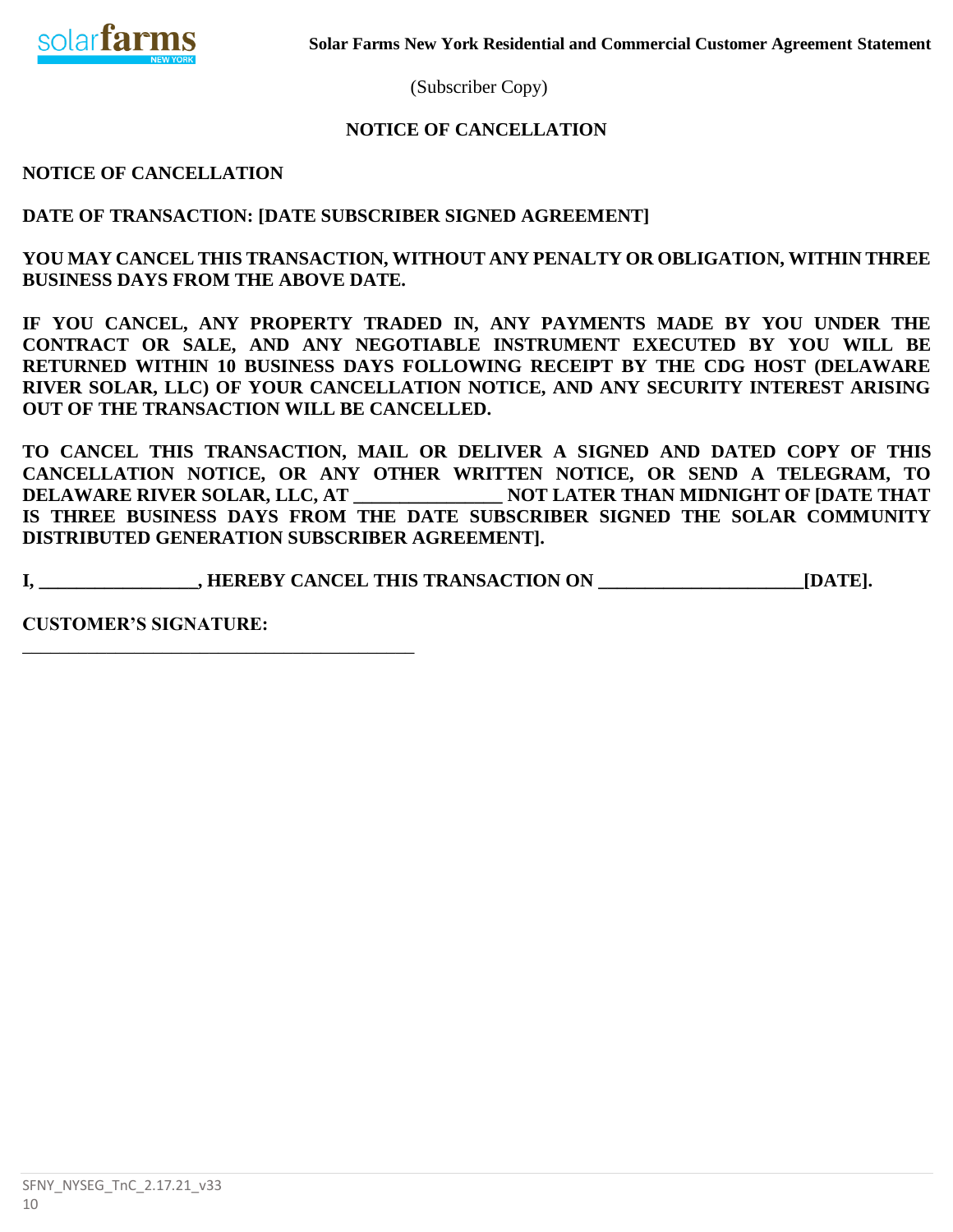(Subscriber Copy)

## NOTICE OF CANCELLATION

**NOTICE OF CANCELLATION**

**DATE OF TRANSACTION: [DATE SUBSCRIBER SIGNED AGREEMENT]**

**YOU MAY CANCEL THIS TRANSACTION, WITHOUT ANY PENALTY OR OBLIGATION, WITHIN THREE BUSINESS DAYS FROM THE ABOVE DATE.**

**IF YOU CANCEL, ANY PROPERTY TRADED IN, ANY PAYMENTS MADE BY YOU UNDER THE CONTRACT OR SALE, AND ANY NEGOTIABLE INSTRUMENT EXECUTED BY YOU WILL BE RETURNED WITHIN 10 BUSINESS DAYS FOLLOWING RECEIPT BY THE CDG HOST (DELAWARE RIVER SOLAR, LLC) OF YOUR CANCELLATION NOTICE, AND ANY SECURITY INTEREST ARISING OUT OF THE TRANSACTION WILL BE CANCELLED.**

**TO CANCEL THIS TRANSACTION, MAIL OR DELIVER A SIGNED AND DATED COPY OF THIS CANCELLATION NOTICE, OR ANY OTHER WRITTEN NOTICE, OR SEND A TELEGRAM, TO DELAWARE RIVER SOLAR, LLC, AT _______________ NOT LATER THAN MIDNIGHT OF [DATE THAT IS THREE BUSINESS DAYS FROM THE DATE SUBSCRIBER SIGNED THE SOLAR COMMUNITY DISTRIBUTED GENERATION SUBSCRIBER AGREEMENT].**

**I, ________________, HEREBY CANCEL THIS TRANSACTION ON _____________________[DATE].**

**CUSTOMER'S SIGNATURE:**

__________________________________________